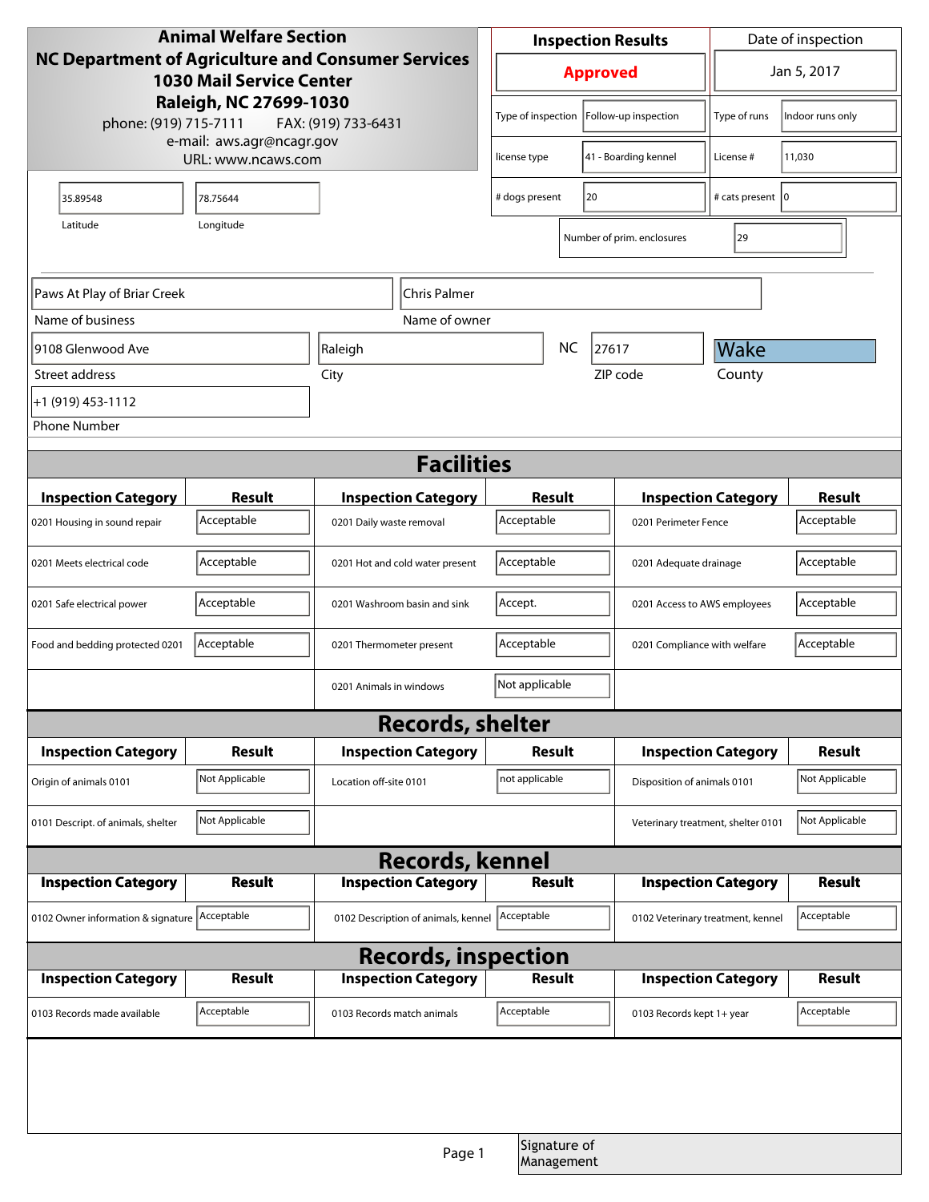**Animal Welfare Section**
**NC Department of Agriculture and Consumer Services**
**1030 Mail Service Center**
**Raleigh, NC 27699-1030**
phone: (919) 715-7111 FAX: (919) 733-6431
e-mail: aws.agr@ncagr.gov
URL: www.ncaws.com

| Inspection Results | Date of inspection |
|---|---|
| **Approved** | Jan 5, 2017 |

| | | | |
|---|---|---|---|
| Type of inspection | Follow-up inspection | Type of runs | Indoor runs only |
| license type | 41 - Boarding kennel | License # | 11,030 |
| # dogs present | 20 | # cats present | 0 |
| Number of prim. enclosures | 29 | | |

| Latitude | Longitude |
|---|---|
| 35.89548 | 78.75644 |

| Name of business | Name of owner |
|---|---|
| Paws At Play of Briar Creek | Chris Palmer |

| Street address | City | State | ZIP code | County |
|---|---|---|---|---|
| 9108 Glenwood Ave | Raleigh | NC | 27617 | Wake |

Phone Number: +1 (919) 453-1112

## Facilities

| Inspection Category | Result | Inspection Category | Result | Inspection Category | Result |
|---|---|---|---|---|---|
| 0201 Housing in sound repair | Acceptable | 0201 Daily waste removal | Acceptable | 0201 Perimeter Fence | Acceptable |
| 0201 Meets electrical code | Acceptable | 0201 Hot and cold water present | Acceptable | 0201 Adequate drainage | Acceptable |
| 0201 Safe electrical power | Acceptable | 0201 Washroom basin and sink | Accept. | 0201 Access to AWS employees | Acceptable |
| Food and bedding protected 0201 | Acceptable | 0201 Thermometer present | Acceptable | 0201 Compliance with welfare | Acceptable |
| | | 0201 Animals in windows | Not applicable | | |

## Records, shelter

| Inspection Category | Result | Inspection Category | Result | Inspection Category | Result |
|---|---|---|---|---|---|
| Origin of animals 0101 | Not Applicable | Location off-site 0101 | not applicable | Disposition of animals 0101 | Not Applicable |
| 0101 Descript. of animals, shelter | Not Applicable | | | Veterinary treatment, shelter 0101 | Not Applicable |

## Records, kennel

| Inspection Category | Result | Inspection Category | Result | Inspection Category | Result |
|---|---|---|---|---|---|
| 0102 Owner information & signature | Acceptable | 0102 Description of animals, kennel | Acceptable | 0102 Veterinary treatment, kennel | Acceptable |

## Records, inspection

| Inspection Category | Result | Inspection Category | Result | Inspection Category | Result |
|---|---|---|---|---|---|
| 0103 Records made available | Acceptable | 0103 Records match animals | Acceptable | 0103 Records kept 1+ year | Acceptable |

Signature of Management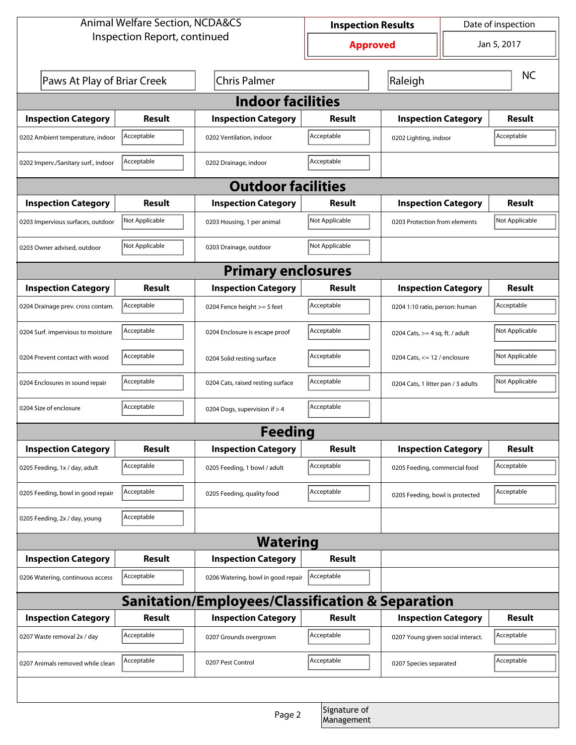Animal Welfare Section, NCDA&CS
Inspection Report, continued

| Inspection Results | Date of inspection |
|---|---|
| **Approved** | Jan 5, 2017 |

| | | | |
|---|---|---|---|
| Paws At Play of Briar Creek | Chris Palmer | Raleigh | NC |

## Indoor facilities

| Inspection Category | Result | Inspection Category | Result | Inspection Category | Result |
|---|---|---|---|---|---|
| 0202 Ambient temperature, indoor | Acceptable | 0202 Ventilation, indoor | Acceptable | 0202 Lighting, indoor | Acceptable |
| 0202 Imperv./Sanitary surf., indoor | Acceptable | 0202 Drainage, indoor | Acceptable | | |

## Outdoor facilities

| Inspection Category | Result | Inspection Category | Result | Inspection Category | Result |
|---|---|---|---|---|---|
| 0203 Impervious surfaces, outdoor | Not Applicable | 0203 Housing, 1 per animal | Not Applicable | 0203 Protection from elements | Not Applicable |
| 0203 Owner advised, outdoor | Not Applicable | 0203 Drainage, outdoor | Not Applicable | | |

## Primary enclosures

| Inspection Category | Result | Inspection Category | Result | Inspection Category | Result |
|---|---|---|---|---|---|
| 0204 Drainage prev. cross contam. | Acceptable | 0204 Fence height >= 5 feet | Acceptable | 0204 1:10 ratio, person: human | Acceptable |
| 0204 Surf. impervious to moisture | Acceptable | 0204 Enclosure is escape proof | Acceptable | 0204 Cats, >= 4 sq. ft. / adult | Not Applicable |
| 0204 Prevent contact with wood | Acceptable | 0204 Solid resting surface | Acceptable | 0204 Cats, <= 12 / enclosure | Not Applicable |
| 0204 Enclosures in sound repair | Acceptable | 0204 Cats, raised resting surface | Acceptable | 0204 Cats, 1 litter pan / 3 adults | Not Applicable |
| 0204 Size of enclosure | Acceptable | 0204 Dogs, supervision if > 4 | Acceptable | | |

## Feeding

| Inspection Category | Result | Inspection Category | Result | Inspection Category | Result |
|---|---|---|---|---|---|
| 0205 Feeding, 1x / day, adult | Acceptable | 0205 Feeding, 1 bowl / adult | Acceptable | 0205 Feeding, commercial food | Acceptable |
| 0205 Feeding, bowl in good repair | Acceptable | 0205 Feeding, quality food | Acceptable | 0205 Feeding, bowl is protected | Acceptable |
| 0205 Feeding, 2x / day, young | Acceptable | | | | |

## Watering

| Inspection Category | Result | Inspection Category | Result |
|---|---|---|---|
| 0206 Watering, continuous access | Acceptable | 0206 Watering, bowl in good repair | Acceptable |

## Sanitation/Employees/Classification & Separation

| Inspection Category | Result | Inspection Category | Result | Inspection Category | Result |
|---|---|---|---|---|---|
| 0207 Waste removal 2x / day | Acceptable | 0207 Grounds overgrown | Acceptable | 0207 Young given social interact. | Acceptable |
| 0207 Animals removed while clean | Acceptable | 0207 Pest Control | Acceptable | 0207 Species separated | Acceptable |

Signature of Management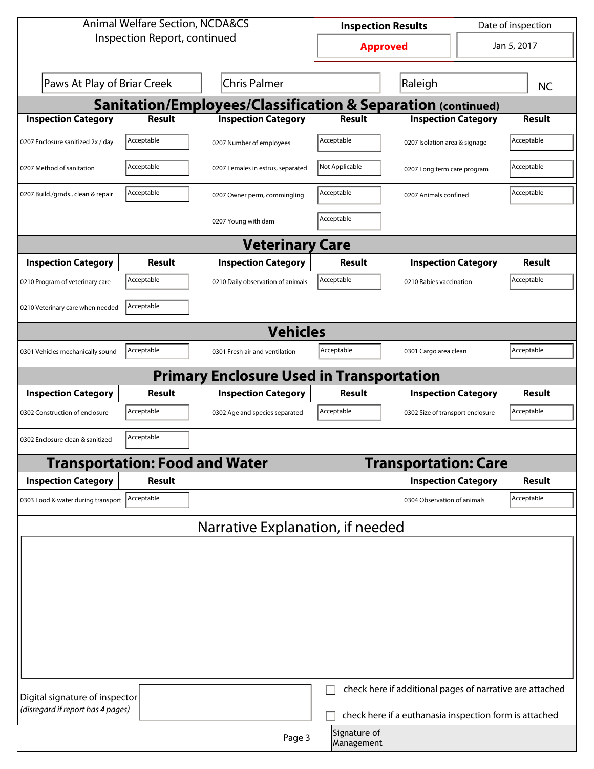Animal Welfare Section, NCDA&CS
Inspection Report, continued

| Inspection Results | Date of inspection |
|---|---|
| **Approved** | Jan 5, 2017 |

Paws At Play of Briar Creek | Chris Palmer | Raleigh | NC

## Sanitation/Employees/Classification & Separation (continued)

| Inspection Category | Result | Inspection Category | Result | Inspection Category | Result |
|---|---|---|---|---|---|
| 0207 Enclosure sanitized 2x / day | Acceptable | 0207 Number of employees | Acceptable | 0207 Isolation area & signage | Acceptable |
| 0207 Method of sanitation | Acceptable | 0207 Females in estrus, separated | Not Applicable | 0207 Long term care program | Acceptable |
| 0207 Build./grnds., clean & repair | Acceptable | 0207 Owner perm, commingling | Acceptable | 0207 Animals confined | Acceptable |
| | | 0207 Young with dam | Acceptable | | |

## Veterinary Care

| Inspection Category | Result | Inspection Category | Result | Inspection Category | Result |
|---|---|---|---|---|---|
| 0210 Program of veterinary care | Acceptable | 0210 Daily observation of animals | Acceptable | 0210 Rabies vaccination | Acceptable |
| 0210 Veterinary care when needed | Acceptable | | | | |

## Vehicles

| Inspection Category | Result | Inspection Category | Result | Inspection Category | Result |
|---|---|---|---|---|---|
| 0301 Vehicles mechanically sound | Acceptable | 0301 Fresh air and ventilation | Acceptable | 0301 Cargo area clean | Acceptable |

## Primary Enclosure Used in Transportation

| Inspection Category | Result | Inspection Category | Result | Inspection Category | Result |
|---|---|---|---|---|---|
| 0302 Construction of enclosure | Acceptable | 0302 Age and species separated | Acceptable | 0302 Size of transport enclosure | Acceptable |
| 0302 Enclosure clean & sanitized | Acceptable | | | | |

## Transportation: Food and Water

| Inspection Category | Result |
|---|---|
| 0303 Food & water during transport | Acceptable |

## Transportation: Care

| Inspection Category | Result |
|---|---|
| 0304 Observation of animals | Acceptable |

## Narrative Explanation, if needed

Digital signature of inspector
*(disregard if report has 4 pages)*

☐ check here if additional pages of narrative are attached

☐ check here if a euthanasia inspection form is attached

Signature of Management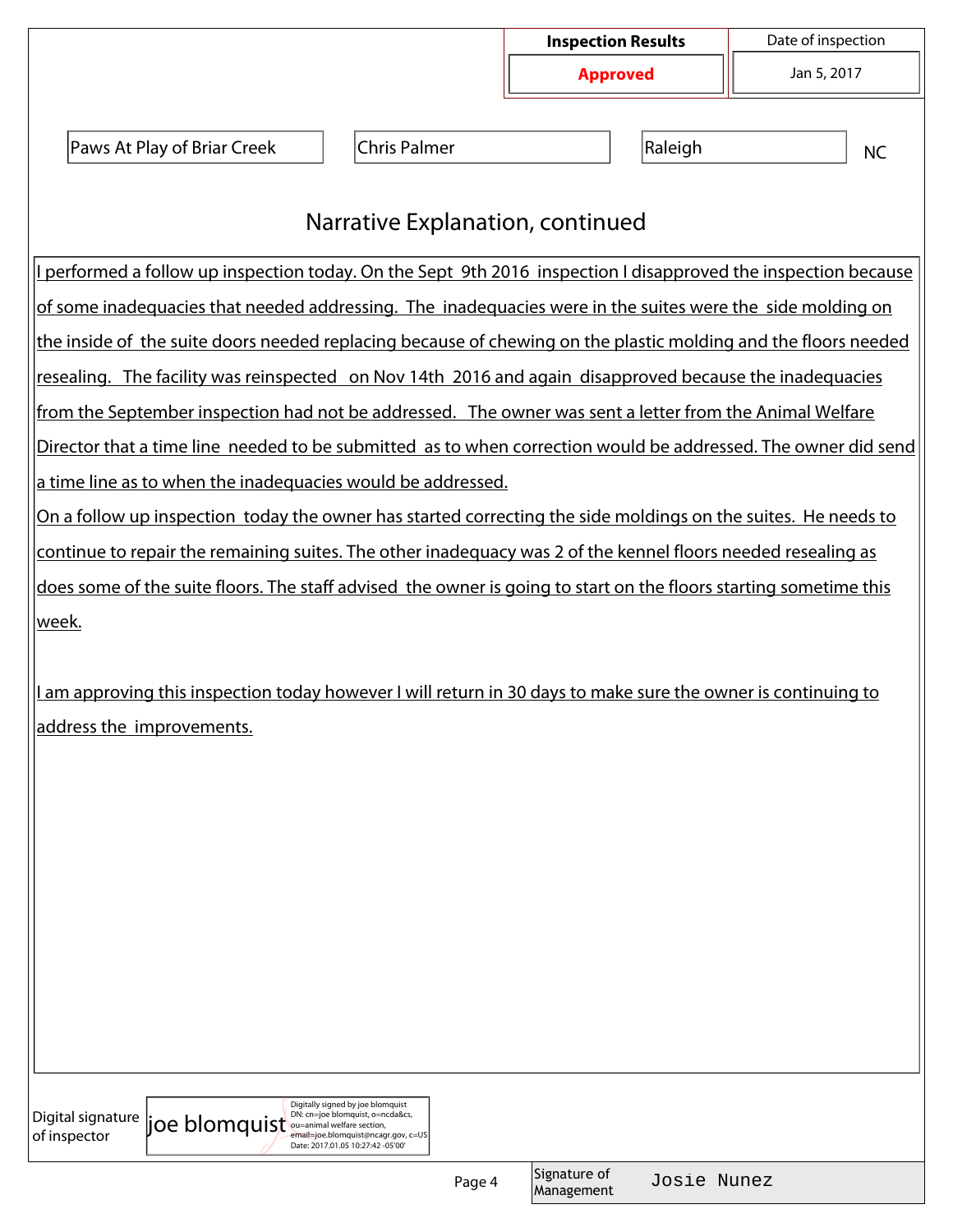| Inspection Results | Date of inspection |
| --- | --- |
| **Approved** | Jan 5, 2017 |

| | | | |
| --- | --- | --- | --- |
| Paws At Play of Briar Creek | Chris Palmer | Raleigh | NC |

## Narrative Explanation, continued

I performed a follow up inspection today. On the Sept 9th 2016 inspection I disapproved the inspection because of some inadequacies that needed addressing. The inadequacies were in the suites were the side molding on the inside of the suite doors needed replacing because of chewing on the plastic molding and the floors needed resealing. The facility was reinspected on Nov 14th 2016 and again disapproved because the inadequacies from the September inspection had not be addressed. The owner was sent a letter from the Animal Welfare Director that a time line needed to be submitted as to when correction would be addressed. The owner did send a time line as to when the inadequacies would be addressed.

On a follow up inspection today the owner has started correcting the side moldings on the suites. He needs to continue to repair the remaining suites. The other inadequacy was 2 of the kennel floors needed resealing as does some of the suite floors. The staff advised the owner is going to start on the floors starting sometime this week.

I am approving this inspection today however I will return in 30 days to make sure the owner is continuing to address the improvements.

Digital signature of inspector: joe blomquist

Digitally signed by joe blomquist
DN: cn=joe blomquist, o=ncda&cs, ou=animal welfare section, email=joe.blomquist@ncagr.gov, c=US
Date: 2017.01.05 10:27:42 -05'00'

Signature of Management: Josie Nunez